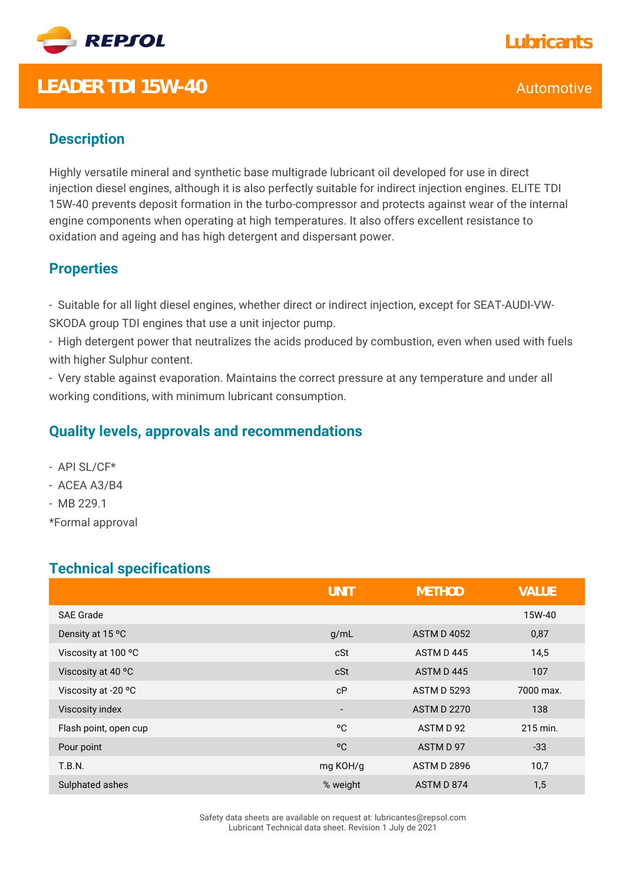REPSOL

Lubricants

# LEADER TDI 15W-40

Automotive

## Description

Highly versatile mineral and synthetic base multigrade lubricant oil developed for use in direct injection diesel engines, although it is also perfectly suitable for indirect injection engines. ELITE TDI 15W-40 prevents deposit formation in the turbo-compressor and protects against wear of the internal engine components when operating at high temperatures. It also offers excellent resistance to oxidation and ageing and has high detergent and dispersant power.

## Properties

- Suitable for all light diesel engines, whether direct or indirect injection, except for SEAT-AUDI-VW-SKODA group TDI engines that use a unit injector pump.
- High detergent power that neutralizes the acids produced by combustion, even when used with fuels with higher Sulphur content.
- Very stable against evaporation. Maintains the correct pressure at any temperature and under all working conditions, with minimum lubricant consumption.

## Quality levels, approvals and recommendations

- API SL/CF*
- ACEA A3/B4
- MB 229.1

*Formal approval

## Technical specifications

| | UNIT | METHOD | VALUE |
|---|---|---|---|
| SAE Grade | | | 15W-40 |
| Density at 15 ºC | g/mL | ASTM D 4052 | 0,87 |
| Viscosity at 100 ºC | cSt | ASTM D 445 | 14,5 |
| Viscosity at 40 ºC | cSt | ASTM D 445 | 107 |
| Viscosity at -20 ºC | cP | ASTM D 5293 | 7000 max. |
| Viscosity index | - | ASTM D 2270 | 138 |
| Flash point, open cup | ºC | ASTM D 92 | 215 min. |
| Pour point | ºC | ASTM D 97 | -33 |
| T.B.N. | mg KOH/g | ASTM D 2896 | 10,7 |
| Sulphated ashes | % weight | ASTM D 874 | 1,5 |

Safety data sheets are available on request at: lubricantes@repsol.com
Lubricant Technical data sheet. Revision 1 July de 2021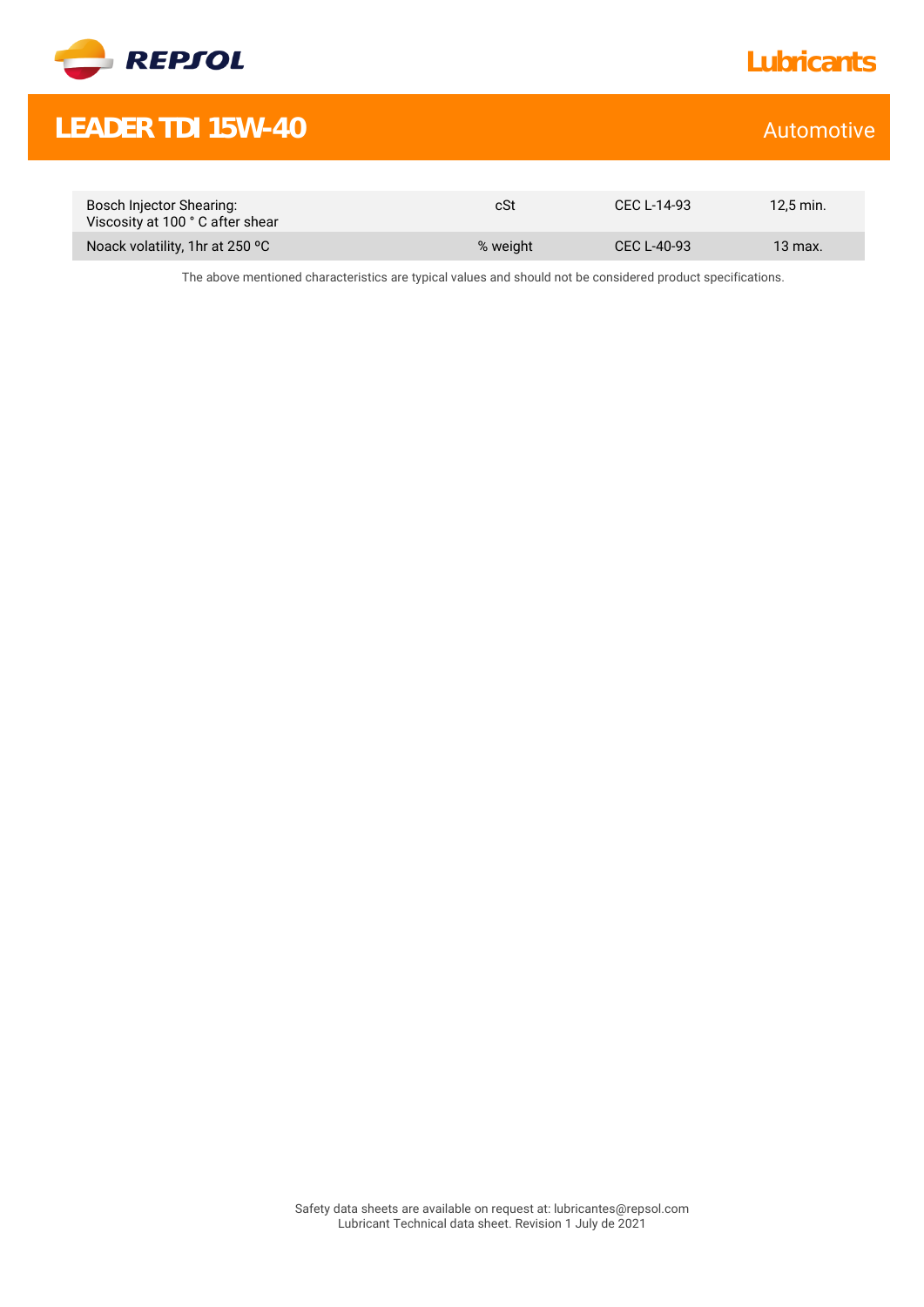| | | | |
|---|---|---|---|
| Bosch Injector Shearing:<br>Viscosity at 100 ° C after shear | cSt | CEC L-14-93 | 12,5 min. |
| Noack volatility, 1hr at 250 ºC | % weight | CEC L-40-93 | 13 max. |

The above mentioned characteristics are typical values and should not be considered product specifications.

Safety data sheets are available on request at: lubricantes@repsol.com
Lubricant Technical data sheet. Revision 1 July de 2021